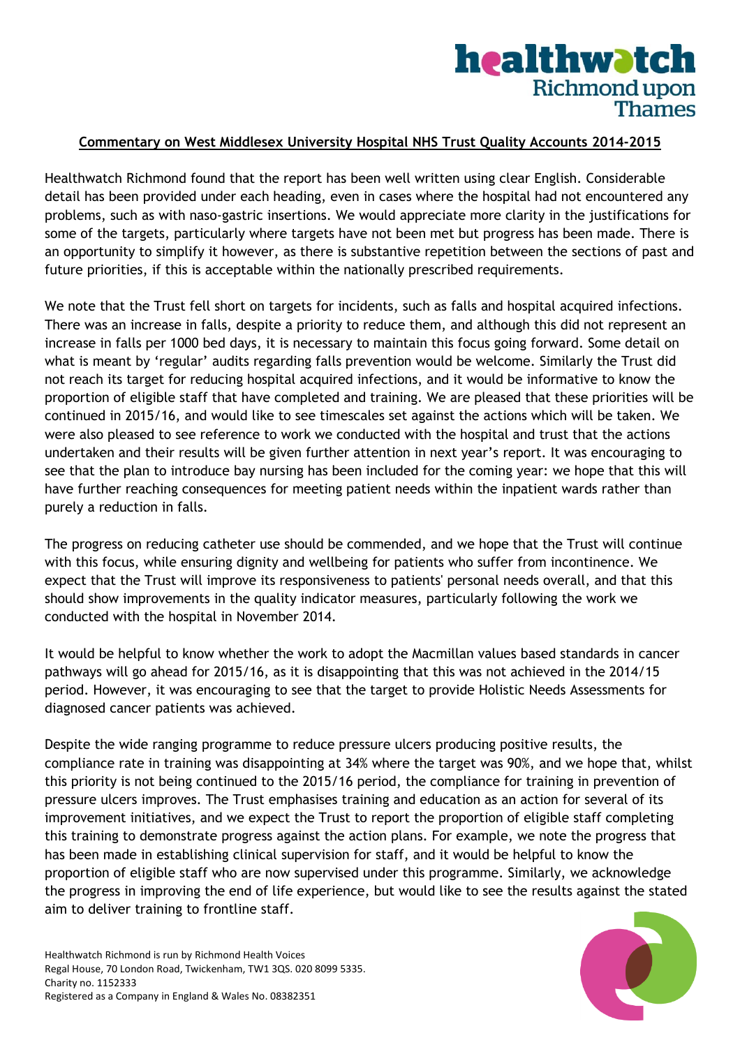**Commentary on West Middlesex University Hospital NHS Trust Quality Accounts 2014-2015**

Healthwatch Richmond found that the report has been well written using clear English. Considerable detail has been provided under each heading, even in cases where the hospital had not encountered any problems, such as with naso-gastric insertions. We would appreciate more clarity in the justifications for some of the targets, particularly where targets have not been met but progress has been made. There is an opportunity to simplify it however, as there is substantive repetition between the sections of past and future priorities, if this is acceptable within the nationally prescribed requirements.

We note that the Trust fell short on targets for incidents, such as falls and hospital acquired infections. There was an increase in falls, despite a priority to reduce them, and although this did not represent an increase in falls per 1000 bed days, it is necessary to maintain this focus going forward. Some detail on what is meant by 'regular' audits regarding falls prevention would be welcome. Similarly the Trust did not reach its target for reducing hospital acquired infections, and it would be informative to know the proportion of eligible staff that have completed and training. We are pleased that these priorities will be continued in 2015/16, and would like to see timescales set against the actions which will be taken. We were also pleased to see reference to work we conducted with the hospital and trust that the actions undertaken and their results will be given further attention in next year's report. It was encouraging to see that the plan to introduce bay nursing has been included for the coming year: we hope that this will have further reaching consequences for meeting patient needs within the inpatient wards rather than purely a reduction in falls.

The progress on reducing catheter use should be commended, and we hope that the Trust will continue with this focus, while ensuring dignity and wellbeing for patients who suffer from incontinence. We expect that the Trust will improve its responsiveness to patients' personal needs overall, and that this should show improvements in the quality indicator measures, particularly following the work we conducted with the hospital in November 2014.

It would be helpful to know whether the work to adopt the Macmillan values based standards in cancer pathways will go ahead for 2015/16, as it is disappointing that this was not achieved in the 2014/15 period. However, it was encouraging to see that the target to provide Holistic Needs Assessments for diagnosed cancer patients was achieved.

Despite the wide ranging programme to reduce pressure ulcers producing positive results, the compliance rate in training was disappointing at 34% where the target was 90%, and we hope that, whilst this priority is not being continued to the 2015/16 period, the compliance for training in prevention of pressure ulcers improves. The Trust emphasises training and education as an action for several of its improvement initiatives, and we expect the Trust to report the proportion of eligible staff completing this training to demonstrate progress against the action plans. For example, we note the progress that has been made in establishing clinical supervision for staff, and it would be helpful to know the proportion of eligible staff who are now supervised under this programme. Similarly, we acknowledge the progress in improving the end of life experience, but would like to see the results against the stated aim to deliver training to frontline staff.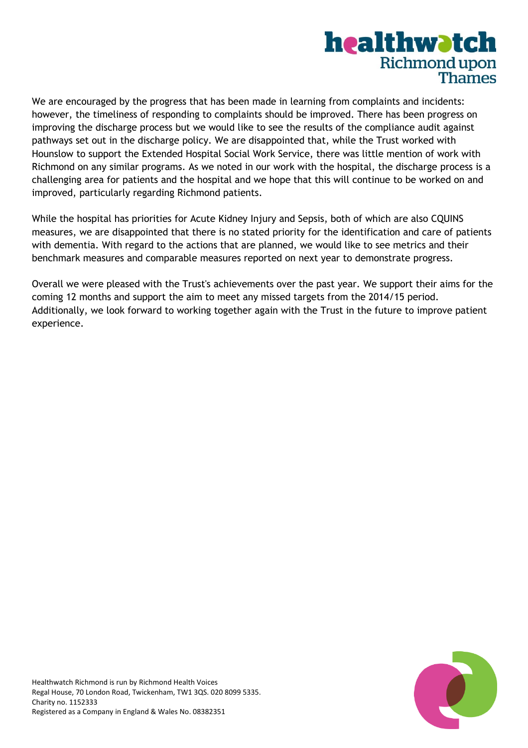We are encouraged by the progress that has been made in learning from complaints and incidents: however, the timeliness of responding to complaints should be improved. There has been progress on improving the discharge process but we would like to see the results of the compliance audit against pathways set out in the discharge policy. We are disappointed that, while the Trust worked with Hounslow to support the Extended Hospital Social Work Service, there was little mention of work with Richmond on any similar programs. As we noted in our work with the hospital, the discharge process is a challenging area for patients and the hospital and we hope that this will continue to be worked on and improved, particularly regarding Richmond patients.

While the hospital has priorities for Acute Kidney Injury and Sepsis, both of which are also CQUINS measures, we are disappointed that there is no stated priority for the identification and care of patients with dementia. With regard to the actions that are planned, we would like to see metrics and their benchmark measures and comparable measures reported on next year to demonstrate progress.

Overall we were pleased with the Trust's achievements over the past year. We support their aims for the coming 12 months and support the aim to meet any missed targets from the 2014/15 period. Additionally, we look forward to working together again with the Trust in the future to improve patient experience.

Healthwatch Richmond is run by Richmond Health Voices
Regal House, 70 London Road, Twickenham, TW1 3QS. 020 8099 5335.
Charity no. 1152333
Registered as a Company in England & Wales No. 08382351